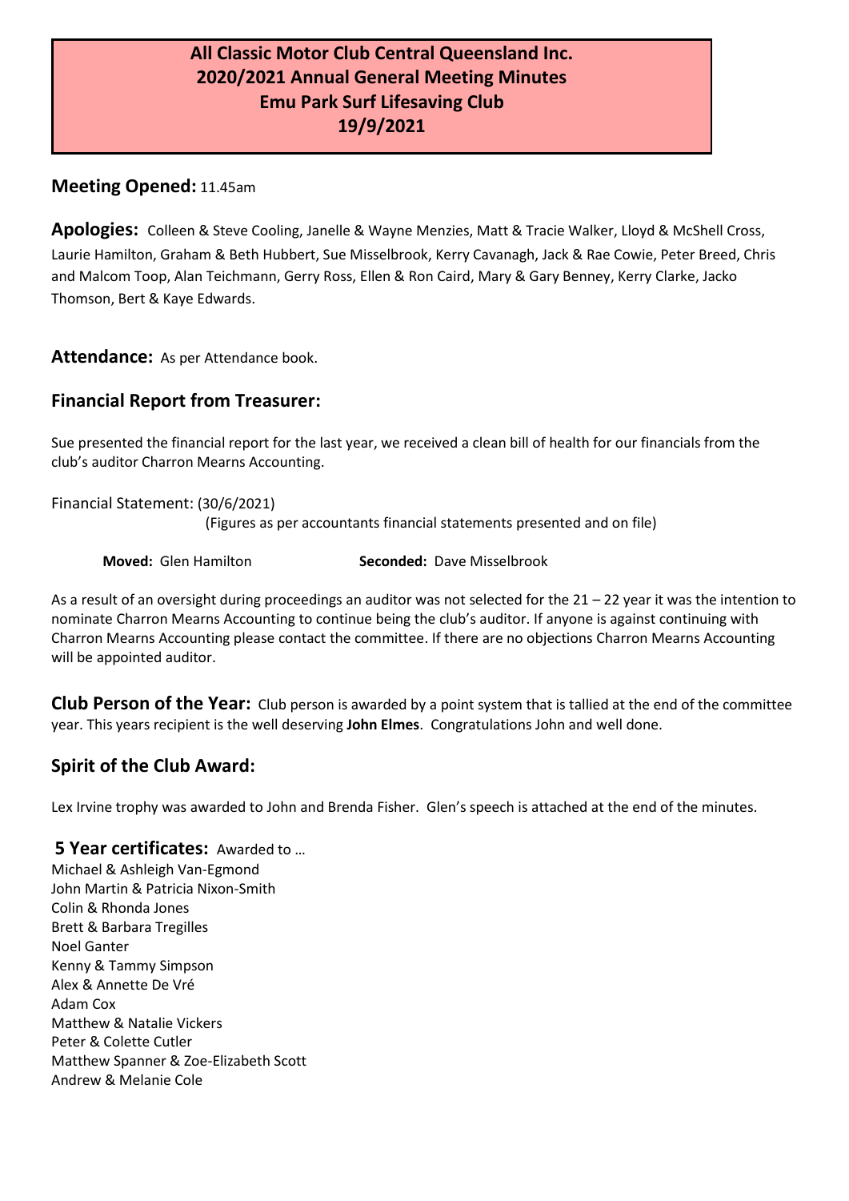# All Classic Motor Club Central Queensland Inc.
# 2020/2021 Annual General Meeting Minutes
# Emu Park Surf Lifesaving Club
# 19/9/2021

## Meeting Opened: 11.45am

**Apologies:** Colleen & Steve Cooling, Janelle & Wayne Menzies, Matt & Tracie Walker, Lloyd & McShell Cross, Laurie Hamilton, Graham & Beth Hubbert, Sue Misselbrook, Kerry Cavanagh, Jack & Rae Cowie, Peter Breed, Chris and Malcom Toop, Alan Teichmann, Gerry Ross, Ellen & Ron Caird, Mary & Gary Benney, Kerry Clarke, Jacko Thomson, Bert & Kaye Edwards.

**Attendance:** As per Attendance book.

## Financial Report from Treasurer:

Sue presented the financial report for the last year, we received a clean bill of health for our financials from the club's auditor Charron Mearns Accounting.

Financial Statement: (30/6/2021)

(Figures as per accountants financial statements presented and on file)

**Moved:** Glen Hamilton **Seconded:** Dave Misselbrook

As a result of an oversight during proceedings an auditor was not selected for the 21 – 22 year it was the intention to nominate Charron Mearns Accounting to continue being the club's auditor. If anyone is against continuing with Charron Mearns Accounting please contact the committee. If there are no objections Charron Mearns Accounting will be appointed auditor.

**Club Person of the Year:** Club person is awarded by a point system that is tallied at the end of the committee year. This years recipient is the well deserving **John Elmes**. Congratulations John and well done.

## Spirit of the Club Award:

Lex Irvine trophy was awarded to John and Brenda Fisher. Glen's speech is attached at the end of the minutes.

**5 Year certificates:** Awarded to …

Michael & Ashleigh Van-Egmond
John Martin & Patricia Nixon-Smith
Colin & Rhonda Jones
Brett & Barbara Tregilles
Noel Ganter
Kenny & Tammy Simpson
Alex & Annette De Vré
Adam Cox
Matthew & Natalie Vickers
Peter & Colette Cutler
Matthew Spanner & Zoe-Elizabeth Scott
Andrew & Melanie Cole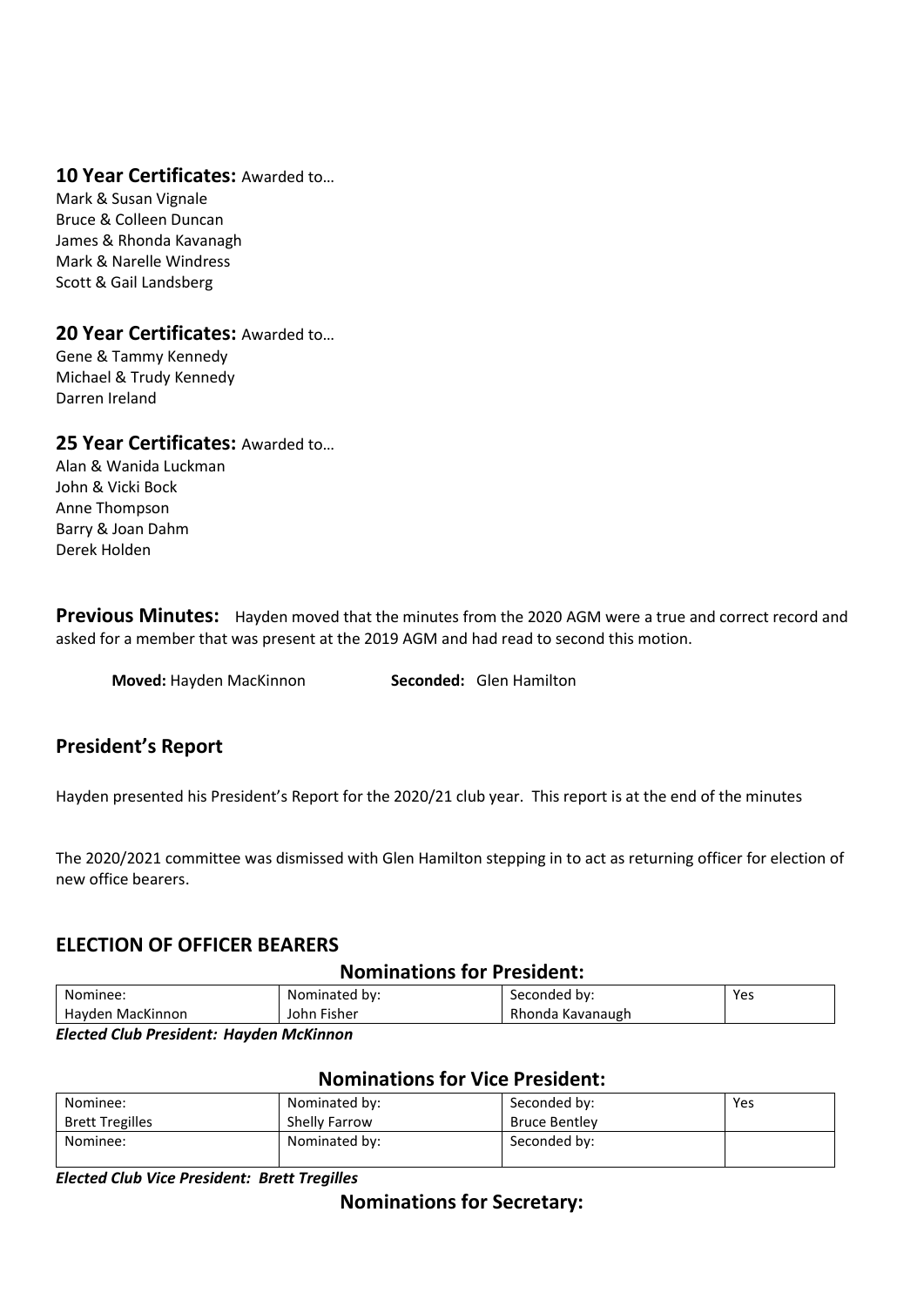**10 Year Certificates:** Awarded to…

Mark & Susan Vignale
Bruce & Colleen Duncan
James & Rhonda Kavanagh
Mark & Narelle Windress
Scott & Gail Landsberg

**20 Year Certificates:** Awarded to…

Gene & Tammy Kennedy
Michael & Trudy Kennedy
Darren Ireland

**25 Year Certificates:** Awarded to…

Alan & Wanida Luckman
John & Vicki Bock
Anne Thompson
Barry & Joan Dahm
Derek Holden

**Previous Minutes:** Hayden moved that the minutes from the 2020 AGM were a true and correct record and asked for a member that was present at the 2019 AGM and had read to second this motion.

**Moved:** Hayden MacKinnon **Seconded:** Glen Hamilton

## President's Report

Hayden presented his President's Report for the 2020/21 club year. This report is at the end of the minutes

The 2020/2021 committee was dismissed with Glen Hamilton stepping in to act as returning officer for election of new office bearers.

## ELECTION OF OFFICER BEARERS

### Nominations for President:

| | | | |
|---|---|---|---|
| Nominee: Hayden MacKinnon | Nominated by: John Fisher | Seconded by: Rhonda Kavanaugh | Yes |

***Elected Club President: Hayden McKinnon***

### Nominations for Vice President:

| | | | |
|---|---|---|---|
| Nominee: Brett Tregilles | Nominated by: Shelly Farrow | Seconded by: Bruce Bentley | Yes |
| Nominee: | Nominated by: | Seconded by: | |

***Elected Club Vice President: Brett Tregilles***

### Nominations for Secretary: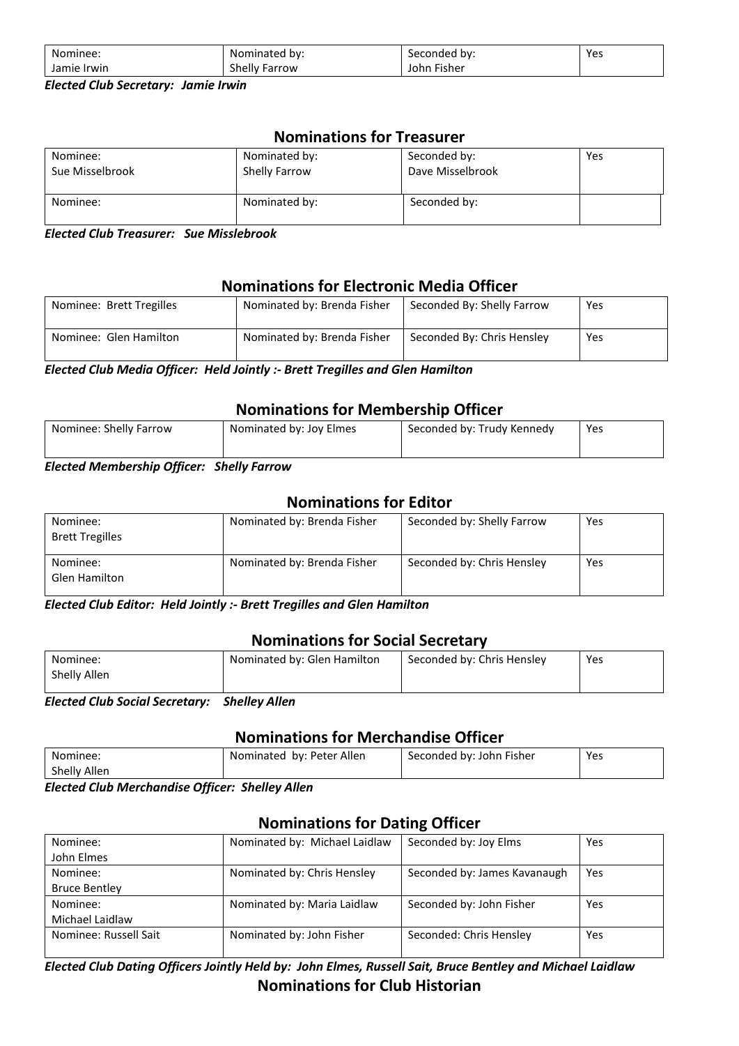| | | | |
|---|---|---|---|
| Nominee: Jamie Irwin | Nominated by: Shelly Farrow | Seconded by: John Fisher | Yes |

***Elected Club Secretary: Jamie Irwin***

## Nominations for Treasurer

| | | | |
|---|---|---|---|
| Nominee: Sue Misselbrook | Nominated by: Shelly Farrow | Seconded by: Dave Misselbrook | Yes |
| Nominee: | Nominated by: | Seconded by: | |

***Elected Club Treasurer: Sue Misslebrook***

## Nominations for Electronic Media Officer

| | | | |
|---|---|---|---|
| Nominee: Brett Tregilles | Nominated by: Brenda Fisher | Seconded By: Shelly Farrow | Yes |
| Nominee: Glen Hamilton | Nominated by: Brenda Fisher | Seconded By: Chris Hensley | Yes |

***Elected Club Media Officer: Held Jointly :- Brett Tregilles and Glen Hamilton***

## Nominations for Membership Officer

| | | | |
|---|---|---|---|
| Nominee: Shelly Farrow | Nominated by: Joy Elmes | Seconded by: Trudy Kennedy | Yes |

***Elected Membership Officer: Shelly Farrow***

## Nominations for Editor

| | | | |
|---|---|---|---|
| Nominee: Brett Tregilles | Nominated by: Brenda Fisher | Seconded by: Shelly Farrow | Yes |
| Nominee: Glen Hamilton | Nominated by: Brenda Fisher | Seconded by: Chris Hensley | Yes |

***Elected Club Editor: Held Jointly :- Brett Tregilles and Glen Hamilton***

## Nominations for Social Secretary

| | | | |
|---|---|---|---|
| Nominee: Shelly Allen | Nominated by: Glen Hamilton | Seconded by: Chris Hensley | Yes |

***Elected Club Social Secretary: Shelley Allen***

## Nominations for Merchandise Officer

| | | | |
|---|---|---|---|
| Nominee: Shelly Allen | Nominated by: Peter Allen | Seconded by: John Fisher | Yes |

***Elected Club Merchandise Officer: Shelley Allen***

## Nominations for Dating Officer

| | | | |
|---|---|---|---|
| Nominee: John Elmes | Nominated by: Michael Laidlaw | Seconded by: Joy Elms | Yes |
| Nominee: Bruce Bentley | Nominated by: Chris Hensley | Seconded by: James Kavanaugh | Yes |
| Nominee: Michael Laidlaw | Nominated by: Maria Laidlaw | Seconded by: John Fisher | Yes |
| Nominee: Russell Sait | Nominated by: John Fisher | Seconded: Chris Hensley | Yes |

***Elected Club Dating Officers Jointly Held by: John Elmes, Russell Sait, Bruce Bentley and Michael Laidlaw***

## Nominations for Club Historian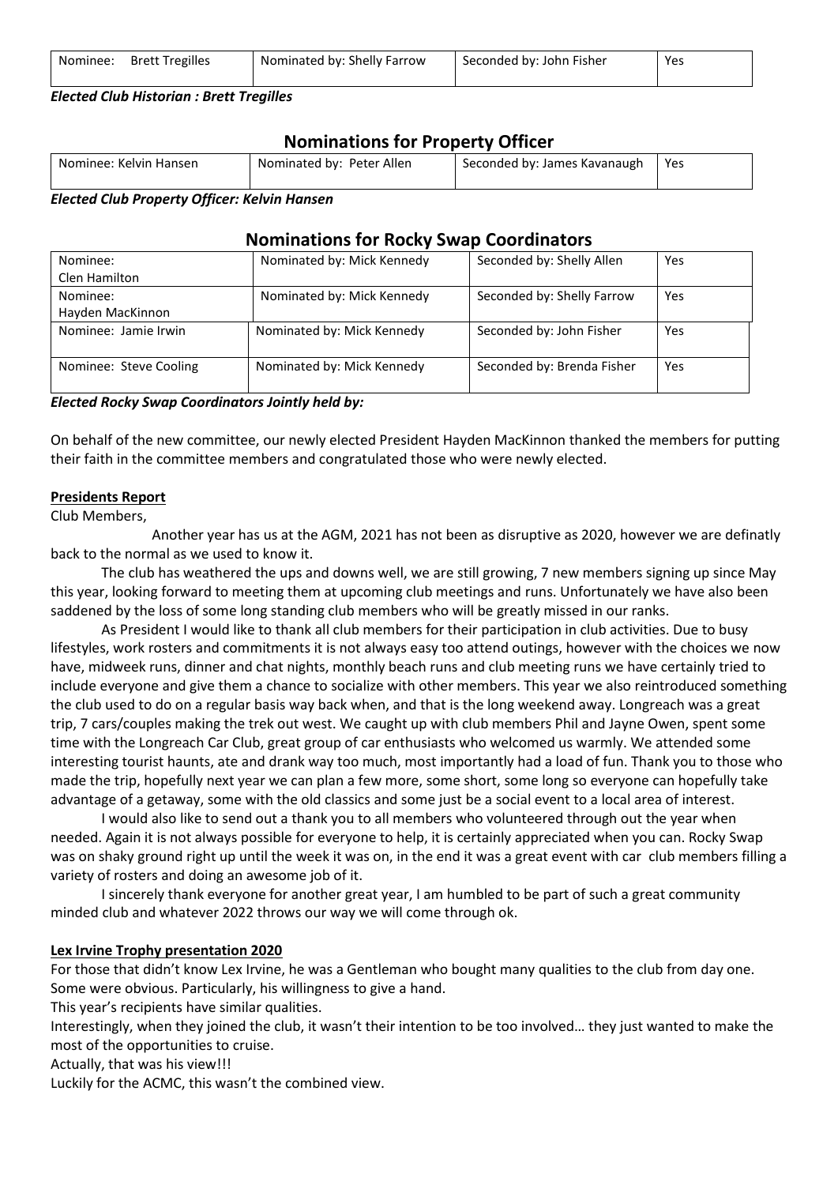| | | | |
|---|---|---|---|
| Nominee: Brett Tregilles | Nominated by: Shelly Farrow | Seconded by: John Fisher | Yes |

***Elected Club Historian : Brett Tregilles***

## Nominations for Property Officer

| | | | |
|---|---|---|---|
| Nominee: Kelvin Hansen | Nominated by: Peter Allen | Seconded by: James Kavanaugh | Yes |

***Elected Club Property Officer: Kelvin Hansen***

## Nominations for Rocky Swap Coordinators

| | | | |
|---|---|---|---|
| Nominee: Clen Hamilton | Nominated by: Mick Kennedy | Seconded by: Shelly Allen | Yes |
| Nominee: Hayden MacKinnon | Nominated by: Mick Kennedy | Seconded by: Shelly Farrow | Yes |
| Nominee: Jamie Irwin | Nominated by: Mick Kennedy | Seconded by: John Fisher | Yes |
| Nominee: Steve Cooling | Nominated by: Mick Kennedy | Seconded by: Brenda Fisher | Yes |

***Elected Rocky Swap Coordinators Jointly held by:***

On behalf of the new committee, our newly elected President Hayden MacKinnon thanked the members for putting their faith in the committee members and congratulated those who were newly elected.

**Presidents Report**

Club Members,

Another year has us at the AGM, 2021 has not been as disruptive as 2020, however we are definatly back to the normal as we used to know it.

The club has weathered the ups and downs well, we are still growing, 7 new members signing up since May this year, looking forward to meeting them at upcoming club meetings and runs. Unfortunately we have also been saddened by the loss of some long standing club members who will be greatly missed in our ranks.

As President I would like to thank all club members for their participation in club activities. Due to busy lifestyles, work rosters and commitments it is not always easy too attend outings, however with the choices we now have, midweek runs, dinner and chat nights, monthly beach runs and club meeting runs we have certainly tried to include everyone and give them a chance to socialize with other members. This year we also reintroduced something the club used to do on a regular basis way back when, and that is the long weekend away. Longreach was a great trip, 7 cars/couples making the trek out west. We caught up with club members Phil and Jayne Owen, spent some time with the Longreach Car Club, great group of car enthusiasts who welcomed us warmly. We attended some interesting tourist haunts, ate and drank way too much, most importantly had a load of fun. Thank you to those who made the trip, hopefully next year we can plan a few more, some short, some long so everyone can hopefully take advantage of a getaway, some with the old classics and some just be a social event to a local area of interest.

I would also like to send out a thank you to all members who volunteered through out the year when needed. Again it is not always possible for everyone to help, it is certainly appreciated when you can. Rocky Swap was on shaky ground right up until the week it was on, in the end it was a great event with car club members filling a variety of rosters and doing an awesome job of it.

I sincerely thank everyone for another great year, I am humbled to be part of such a great community minded club and whatever 2022 throws our way we will come through ok.

**Lex Irvine Trophy presentation 2020**

For those that didn't know Lex Irvine, he was a Gentleman who bought many qualities to the club from day one. Some were obvious. Particularly, his willingness to give a hand.

This year's recipients have similar qualities.

Interestingly, when they joined the club, it wasn't their intention to be too involved… they just wanted to make the most of the opportunities to cruise.

Actually, that was his view!!!

Luckily for the ACMC, this wasn't the combined view.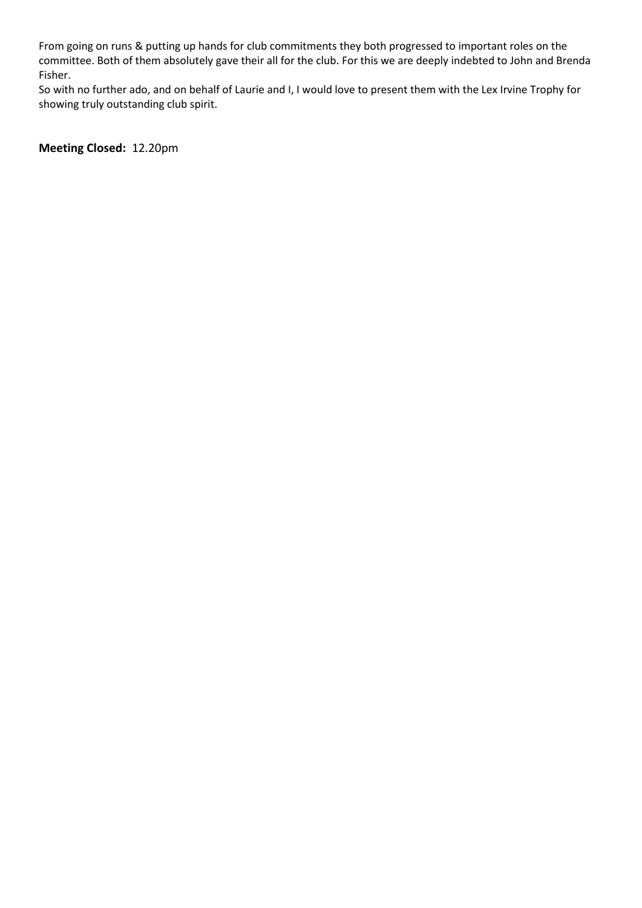From going on runs & putting up hands for club commitments they both progressed to important roles on the committee. Both of them absolutely gave their all for the club. For this we are deeply indebted to John and Brenda Fisher.

So with no further ado, and on behalf of Laurie and I, I would love to present them with the Lex Irvine Trophy for showing truly outstanding club spirit.

**Meeting Closed:** 12.20pm